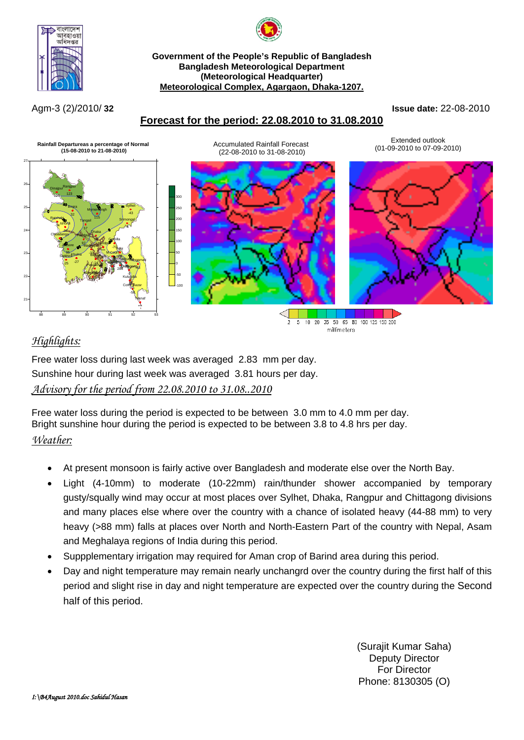**Government of the People's Republic of Bangladesh**
**Bangladesh Meteorological Department**
**(Meteorological Headquarter)**
**Meteorological Complex, Agargaon, Dhaka-1207.**

Agm-3 (2)/2010/ **32** **Issue date:** 22-08-2010

## Forecast for the period: 22.08.2010 to 31.08.2010

**Rainfall Departureas a percentage of Normal (15-08-2010 to 21-08-2010)**

Accumulated Rainfall Forecast (22-08-2010 to 31-08-2010)

Extended outlook (01-09-2010 to 07-09-2010)

### *Highlights:*

Free water loss during last week was averaged 2.83 mm per day.
Sunshine hour during last week was averaged 3.81 hours per day.

*Advisory for the period from 22.08.2010 to 31.08..2010*

Free water loss during the period is expected to be between 3.0 mm to 4.0 mm per day.
Bright sunshine hour during the period is expected to be between 3.8 to 4.8 hrs per day.

*Weather:*

- At present monsoon is fairly active over Bangladesh and moderate else over the North Bay.
- Light (4-10mm) to moderate (10-22mm) rain/thunder shower accompanied by temporary gusty/squally wind may occur at most places over Sylhet, Dhaka, Rangpur and Chittagong divisions and many places else where over the country with a chance of isolated heavy (44-88 mm) to very heavy (>88 mm) falls at places over North and North-Eastern Part of the country with Nepal, Asam and Meghalaya regions of India during this period.
- Suppplementary irrigation may required for Aman crop of Barind area during this period.
- Day and night temperature may remain nearly unchangrd over the country during the first half of this period and slight rise in day and night temperature are expected over the country during the Second half of this period.

(Surajit Kumar Saha)
Deputy Director
For Director
Phone: 8130305 (O)

*I:\B4August 2010.doc Sahidul Hasan*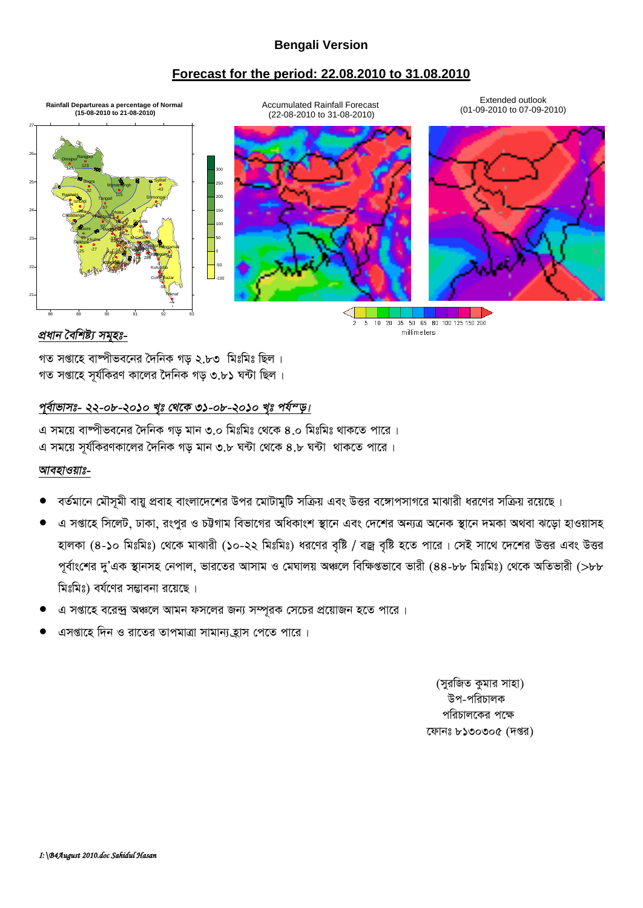## Bengali Version

## Forecast for the period: 22.08.2010 to 31.08.2010

Rainfall Departureas a percentage of Normal (15-08-2010 to 21-08-2010)

Accumulated Rainfall Forecast (22-08-2010 to 31-08-2010)

Extended outlook (01-09-2010 to 07-09-2010)

*প্রধান বৈশিষ্ট্য সমূহঃ-*

গত সপ্তাহে বাষ্পীভবনের দৈনিক গড় ২.৮৩ মিঃমিঃ ছিল।
গত সপ্তাহে সূর্যকিরণ কালের দৈনিক গড় ৩.৮১ ঘন্টা ছিল।

*পূর্বাভাসঃ- ২২-০৮-২০১০ খৃঃ থেকে ৩১-০৮-২০১০ খৃঃ পর্যন্ত।*

এ সময়ে বাষ্পীভবনের দৈনিক গড় মান ৩.০ মিঃমিঃ থেকে ৪.০ মিঃমিঃ থাকতে পারে।
এ সময়ে সূর্যকিরণকালের দৈনিক গড় মান ৩.৮ ঘন্টা থেকে ৪.৮ ঘন্টা থাকতে পারে।

*আবহাওয়াঃ-*

- বর্তমানে মৌসুমী বায়ু প্রবাহ বাংলাদেশের উপর মোটামুটি সক্রিয় এবং উত্তর বঙ্গোপসাগরে মাঝারী ধরণের সক্রিয় রয়েছে।
- এ সপ্তাহে সিলেট, ঢাকা, রংপুর ও চট্টগাম বিভাগের অধিকাংশ স্থানে এবং দেশের অন্যত্র অনেক স্থানে দমকা অথবা ঝড়ো হাওয়াসহ হালকা (৪-১০ মিঃমিঃ) থেকে মাঝারী (১০-২২ মিঃমিঃ) ধরণের বৃষ্টি / বজ্র বৃষ্টি হতে পারে। সেই সাথে দেশের উত্তর এবং উত্তর পূর্বাংশের দু'এক স্থানসহ নেপাল, ভারতের আসাম ও মেঘালয় অঞ্চলে বিক্ষিপ্তভাবে ভারী (৪৪-৮৮ মিঃমিঃ) থেকে অতিভারী (>৮৮ মিঃমিঃ) বর্ষণের সম্ভাবনা রয়েছে।
- এ সপ্তাহে বরেন্দ্র অঞ্চলে আমন ফসলের জন্য সম্পূরক সেচের প্রয়োজন হতে পারে।
- এসপ্তাহে দিন ও রাতের তাপমাত্রা সামান্য হ্রাস পেতে পারে।

(সুরজিত কুমার সাহা)
উপ-পরিচালক
পরিচালকের পক্ষে
ফোনঃ ৮১৩০৩০৫ (দপ্তর)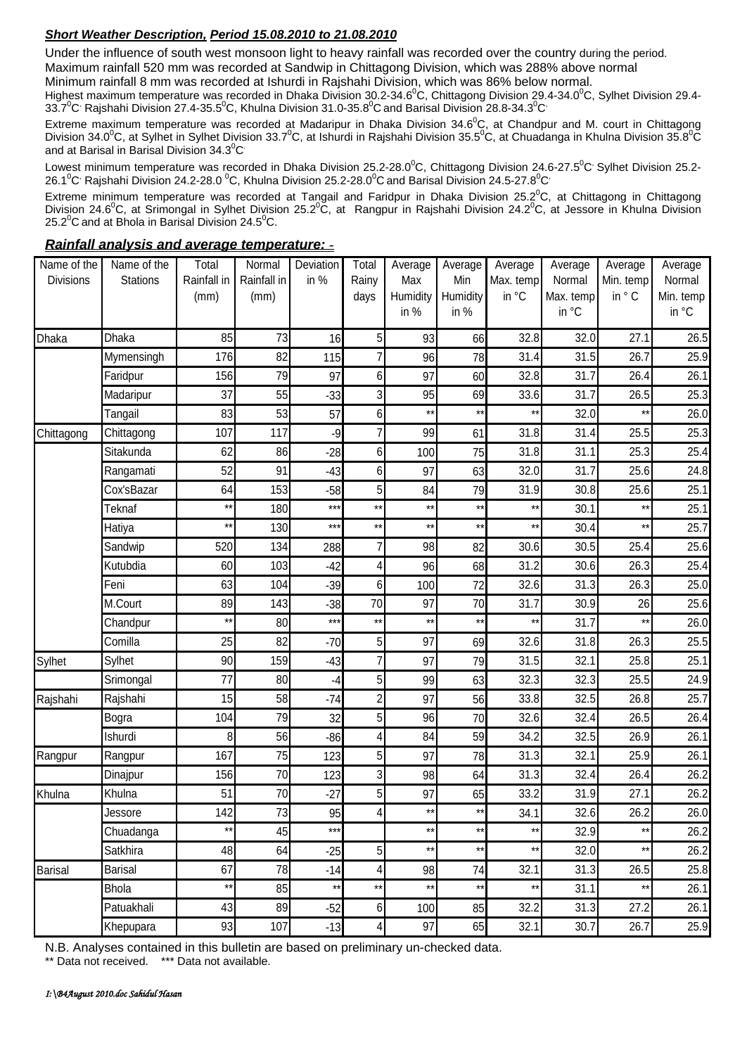***Short Weather Description, Period 15.08.2010 to 21.08.2010***

Under the influence of south west monsoon light to heavy rainfall was recorded over the country during the period.
Maximum rainfall 520 mm was recorded at Sandwip in Chittagong Division, which was 288% above normal
Minimum rainfall 8 mm was recorded at Ishurdi in Rajshahi Division, which was 86% below normal.
Highest maximum temperature was recorded in Dhaka Division 30.2-34.6$^0$C, Chittagong Division 29.4-34.0$^0$C, Sylhet Division 29.4-33.7$^0$C, Rajshahi Division 27.4-35.5$^0$C, Khulna Division 31.0-35.8$^0$C and Barisal Division 28.8-34.3$^0$C.

Extreme maximum temperature was recorded at Madaripur in Dhaka Division 34.6$^0$C, at Chandpur and M. court in Chittagong Division 34.0$^0$C, at Sylhet in Sylhet Division 33.7$^0$C, at Ishurdi in Rajshahi Division 35.5$^0$C, at Chuadanga in Khulna Division 35.8$^0$C and at Barisal in Barisal Division 34.3$^0$C.

Lowest minimum temperature was recorded in Dhaka Division 25.2-28.0$^0$C, Chittagong Division 24.6-27.5$^0$C, Sylhet Division 25.2-26.1$^0$C, Rajshahi Division 24.2-28.0 $^0$C, Khulna Division 25.2-28.0$^0$C and Barisal Division 24.5-27.8$^0$C.

Extreme minimum temperature was recorded at Tangail and Faridpur in Dhaka Division 25.2$^0$C, at Chittagong in Chittagong Division 24.6$^0$C, at Srimongal in Sylhet Division 25.2$^0$C, at Rangpur in Rajshahi Division 24.2$^0$C, at Jessore in Khulna Division 25.2$^0$C and at Bhola in Barisal Division 24.5$^0$C.

***Rainfall analysis and average temperature: -***

| Name of the Divisions | Name of the Stations | Total Rainfall in (mm) | Normal Rainfall in (mm) | Deviation in % | Total Rainy days | Average Max Humidity in % | Average Min Humidity in % | Average Max. temp in °C | Average Normal Max. temp in °C | Average Min. temp in ° C | Average Normal Min. temp in °C |
|---|---|---|---|---|---|---|---|---|---|---|---|
| Dhaka | Dhaka | 85 | 73 | 16 | 5 | 93 | 66 | 32.8 | 32.0 | 27.1 | 26.5 |
| | Mymensingh | 176 | 82 | 115 | 7 | 96 | 78 | 31.4 | 31.5 | 26.7 | 25.9 |
| | Faridpur | 156 | 79 | 97 | 6 | 97 | 60 | 32.8 | 31.7 | 26.4 | 26.1 |
| | Madaripur | 37 | 55 | -33 | 3 | 95 | 69 | 33.6 | 31.7 | 26.5 | 25.3 |
| | Tangail | 83 | 53 | 57 | 6 | ** | ** | ** | 32.0 | ** | 26.0 |
| Chittagong | Chittagong | 107 | 117 | -9 | 7 | 99 | 61 | 31.8 | 31.4 | 25.5 | 25.3 |
| | Sitakunda | 62 | 86 | -28 | 6 | 100 | 75 | 31.8 | 31.1 | 25.3 | 25.4 |
| | Rangamati | 52 | 91 | -43 | 6 | 97 | 63 | 32.0 | 31.7 | 25.6 | 24.8 |
| | Cox'sBazar | 64 | 153 | -58 | 5 | 84 | 79 | 31.9 | 30.8 | 25.6 | 25.1 |
| | Teknaf | ** | 180 | *** | ** | ** | ** | ** | 30.1 | ** | 25.1 |
| | Hatiya | ** | 130 | *** | ** | ** | ** | ** | 30.4 | ** | 25.7 |
| | Sandwip | 520 | 134 | 288 | 7 | 98 | 82 | 30.6 | 30.5 | 25.4 | 25.6 |
| | Kutubdia | 60 | 103 | -42 | 4 | 96 | 68 | 31.2 | 30.6 | 26.3 | 25.4 |
| | Feni | 63 | 104 | -39 | 6 | 100 | 72 | 32.6 | 31.3 | 26.3 | 25.0 |
| | M.Court | 89 | 143 | -38 | 70 | 97 | 70 | 31.7 | 30.9 | 26 | 25.6 |
| | Chandpur | ** | 80 | *** | ** | ** | ** | ** | 31.7 | ** | 26.0 |
| | Comilla | 25 | 82 | -70 | 5 | 97 | 69 | 32.6 | 31.8 | 26.3 | 25.5 |
| Sylhet | Sylhet | 90 | 159 | -43 | 7 | 97 | 79 | 31.5 | 32.1 | 25.8 | 25.1 |
| | Srimongal | 77 | 80 | -4 | 5 | 99 | 63 | 32.3 | 32.3 | 25.5 | 24.9 |
| Rajshahi | Rajshahi | 15 | 58 | -74 | 2 | 97 | 56 | 33.8 | 32.5 | 26.8 | 25.7 |
| | Bogra | 104 | 79 | 32 | 5 | 96 | 70 | 32.6 | 32.4 | 26.5 | 26.4 |
| | Ishurdi | 8 | 56 | -86 | 4 | 84 | 59 | 34.2 | 32.5 | 26.9 | 26.1 |
| Rangpur | Rangpur | 167 | 75 | 123 | 5 | 97 | 78 | 31.3 | 32.1 | 25.9 | 26.1 |
| | Dinajpur | 156 | 70 | 123 | 3 | 98 | 64 | 31.3 | 32.4 | 26.4 | 26.2 |
| Khulna | Khulna | 51 | 70 | -27 | 5 | 97 | 65 | 33.2 | 31.9 | 27.1 | 26.2 |
| | Jessore | 142 | 73 | 95 | 4 | ** | ** | 34.1 | 32.6 | 26.2 | 26.0 |
| | Chuadanga | ** | 45 | *** | | ** | ** | ** | 32.9 | ** | 26.2 |
| | Satkhira | 48 | 64 | -25 | 5 | ** | ** | ** | 32.0 | ** | 26.2 |
| Barisal | Barisal | 67 | 78 | -14 | 4 | 98 | 74 | 32.1 | 31.3 | 26.5 | 25.8 |
| | Bhola | ** | 85 | ** | ** | ** | ** | ** | 31.1 | ** | 26.1 |
| | Patuakhali | 43 | 89 | -52 | 6 | 100 | 85 | 32.2 | 31.3 | 27.2 | 26.1 |
| | Khepupara | 93 | 107 | -13 | 4 | 97 | 65 | 32.1 | 30.7 | 26.7 | 25.9 |

N.B. Analyses contained in this bulletin are based on preliminary un-checked data.
** Data not received. *** Data not available.

*I:\B4August 2010.doc Sahidul Hasan*